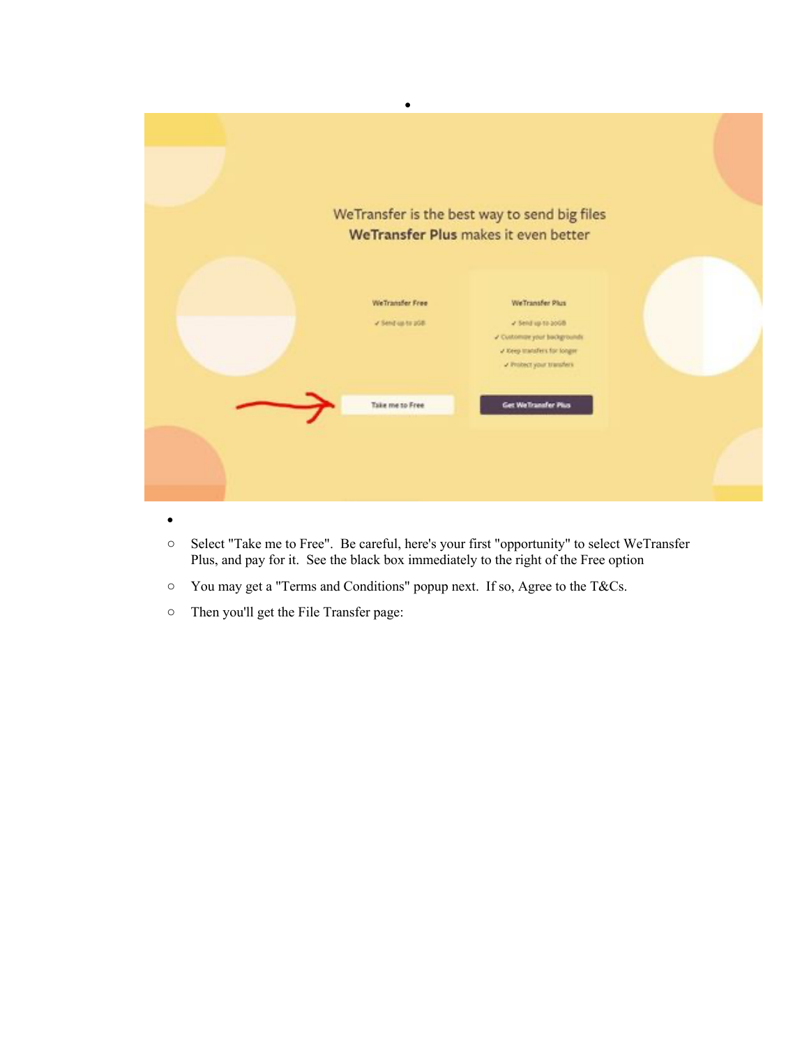- Select "Take me to Free". Be careful, here's your first "opportunity" to select WeTransfer Plus, and pay for it. See the black box immediately to the right of the Free option
- You may get a "Terms and Conditions" popup next. If so, Agree to the T&Cs.
- Then you'll get the File Transfer page: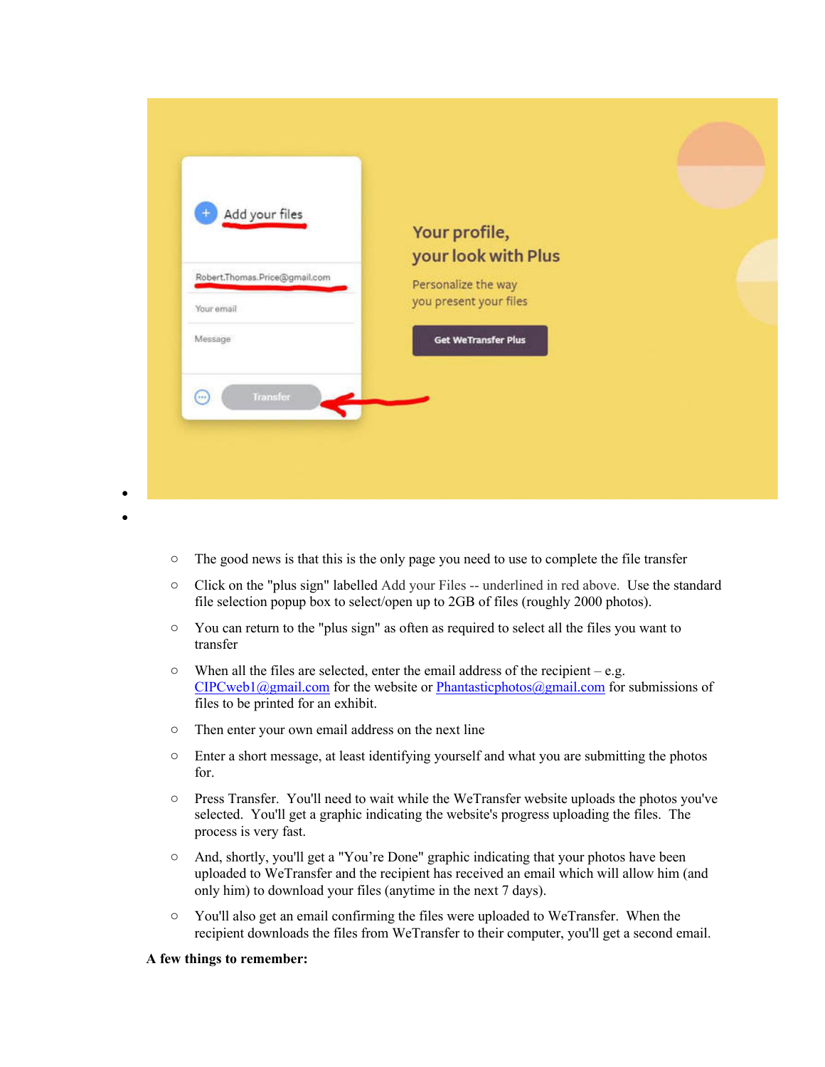- 
- 
    - The good news is that this is the only page you need to use to complete the file transfer
    - Click on the "plus sign" labelled Add your Files -- underlined in red above.  Use the standard file selection popup box to select/open up to 2GB of files (roughly 2000 photos).
    - You can return to the "plus sign" as often as required to select all the files you want to transfer
    - When all the files are selected, enter the email address of the recipient – e.g. CIPCweb1@gmail.com for the website or Phantasticphotos@gmail.com for submissions of files to be printed for an exhibit.
    - Then enter your own email address on the next line
    - Enter a short message, at least identifying yourself and what you are submitting the photos for.
    - Press Transfer.  You'll need to wait while the WeTransfer website uploads the photos you've selected.  You'll get a graphic indicating the website's progress uploading the files.  The process is very fast.
    - And, shortly, you'll get a "You're Done" graphic indicating that your photos have been uploaded to WeTransfer and the recipient has received an email which will allow him (and only him) to download your files (anytime in the next 7 days).
    - You'll also get an email confirming the files were uploaded to WeTransfer.  When the recipient downloads the files from WeTransfer to their computer, you'll get a second email.

**A few things to remember:**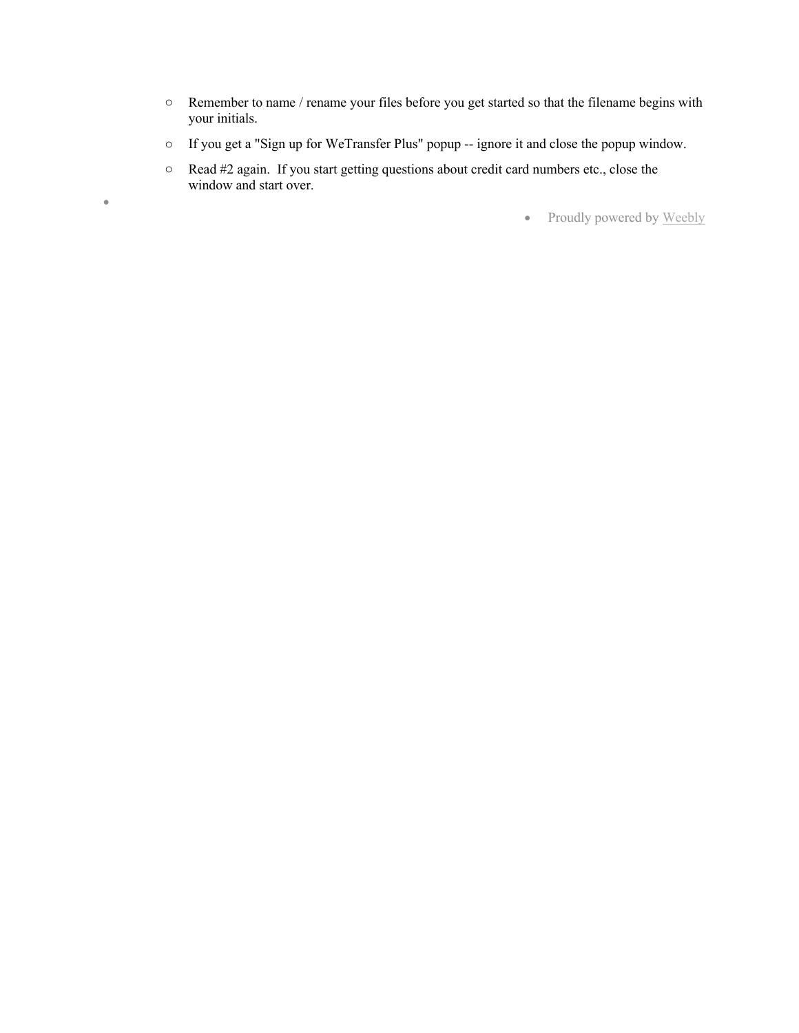- Remember to name / rename your files before you get started so that the filename begins with your initials.
- If you get a "Sign up for WeTransfer Plus" popup -- ignore it and close the popup window.
- Read #2 again.  If you start getting questions about credit card numbers etc., close the window and start over.

Proudly powered by Weebly